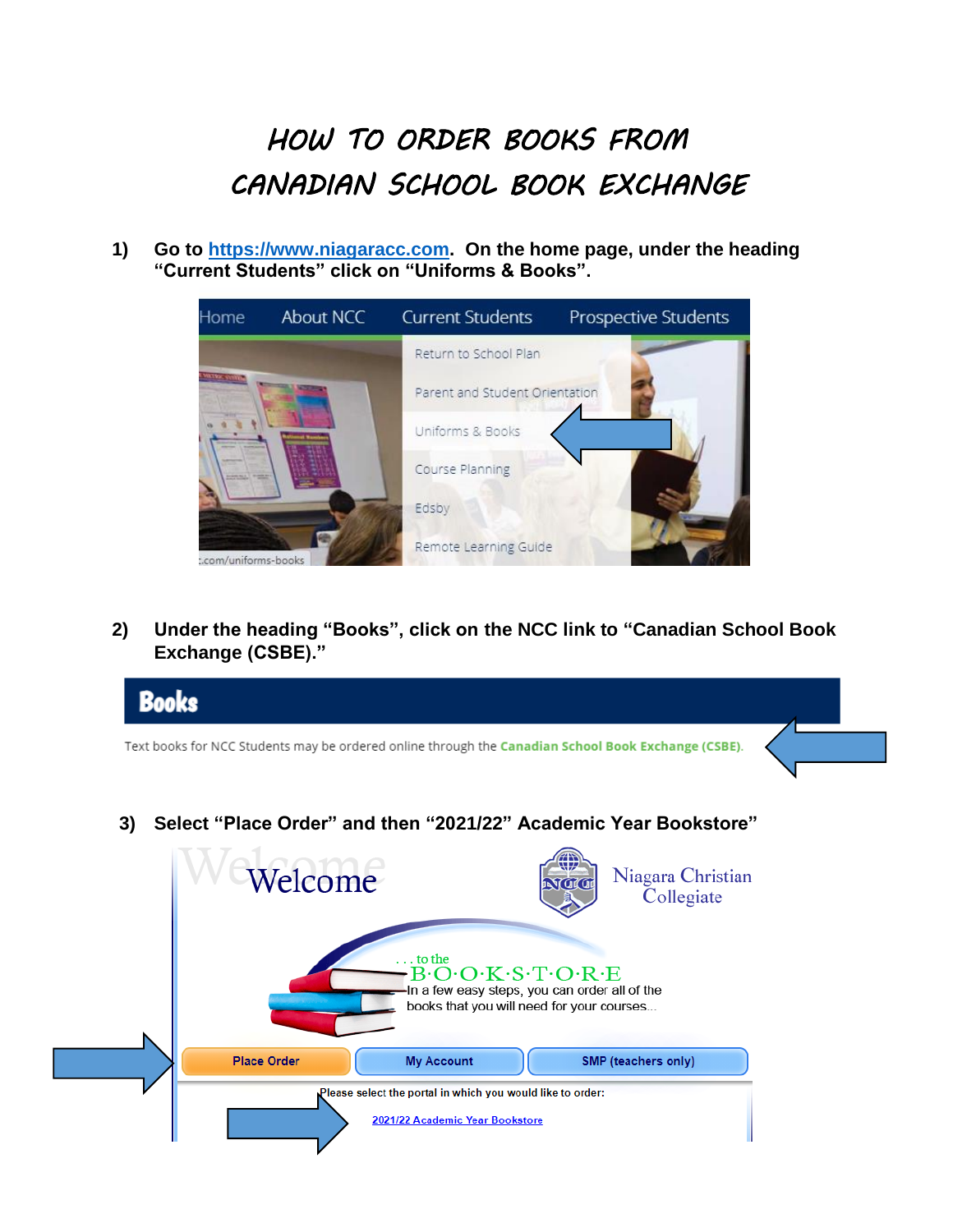# HOW TO ORDER BOOKS FROM CANADIAN SCHOOL BOOK EXCHANGE

1) **Go to [https://www.niagaracc.com](https://www.niagaracc.com). On the home page, under the heading "Current Students" click on "Uniforms & Books".**

2) **Under the heading "Books", click on the NCC link to "Canadian School Book Exchange (CSBE)."**

3) **Select "Place Order" and then "2021/22" Academic Year Bookstore"**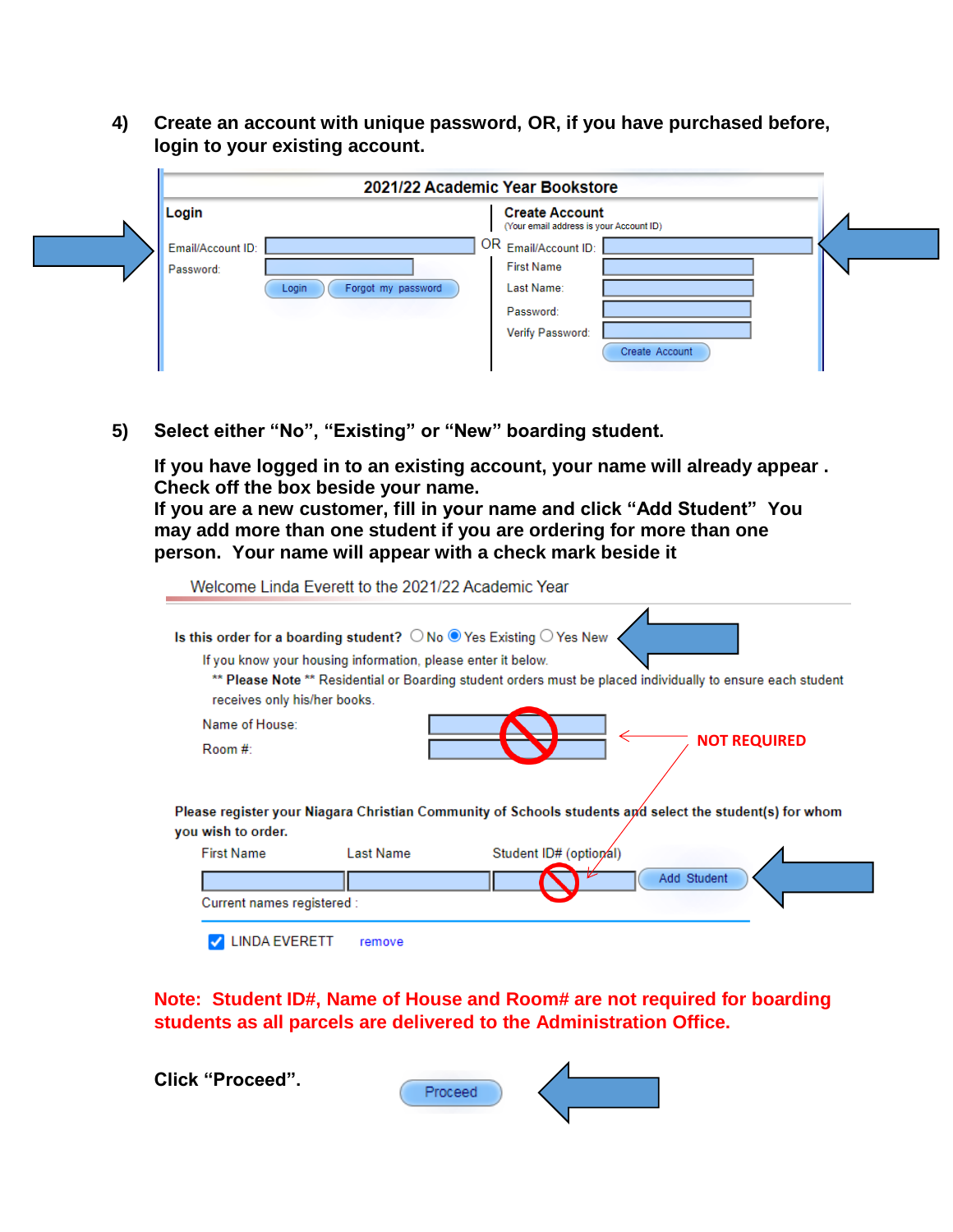4) **Create an account with unique password, OR, if you have purchased before, login to your existing account.**

**2021/22 Academic Year Bookstore**

**Login**

Email/Account ID:

Password:

Login | Forgot my password

OR

**Create Account**

(Your email address is your Account ID)

Email/Account ID:

First Name

Last Name:

Password:

Verify Password:

Create Account

5) **Select either "No", "Existing" or "New" boarding student.**

**If you have logged in to an existing account, your name will already appear . Check off the box beside your name.**
**If you are a new customer, fill in your name and click "Add Student" You may add more than one student if you are ordering for more than one person. Your name will appear with a check mark beside it**

Welcome Linda Everett to the 2021/22 Academic Year

**Is this order for a boarding student?** ○ No ◉ Yes Existing ○ Yes New

If you know your housing information, please enter it below.

** **Please Note** ** Residential or Boarding student orders must be placed individually to ensure each student receives only his/her books.

Name of House:

Room #:

**NOT REQUIRED**

**Please register your Niagara Christian Community of Schools students and select the student(s) for whom you wish to order.**

First Name | Last Name | Student ID# (optional) | Add Student

Current names registered :

☑ LINDA EVERETT remove

**Note: Student ID#, Name of House and Room# are not required for boarding students as all parcels are delivered to the Administration Office.**

**Click "Proceed".** Proceed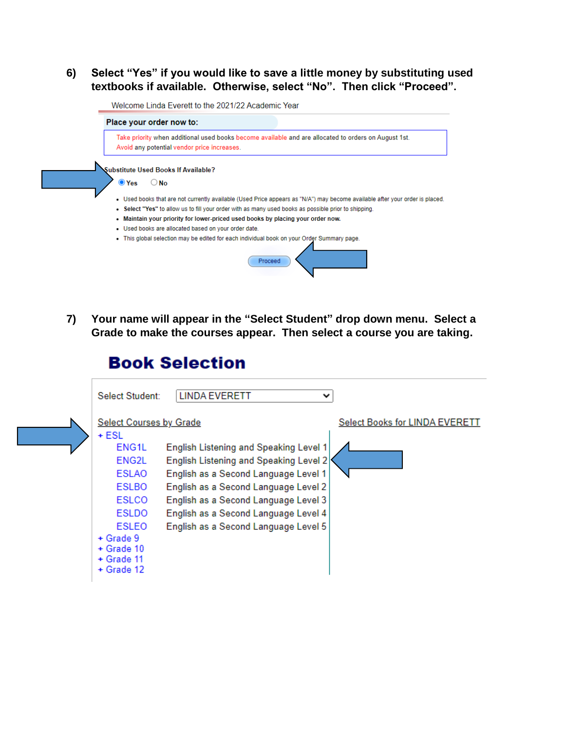6) **Select "Yes" if you would like to save a little money by substituting used textbooks if available. Otherwise, select "No". Then click "Proceed".**

Welcome Linda Everett to the 2021/22 Academic Year

**Place your order now to:**

Take priority when additional used books become available and are allocated to orders on August 1st.
Avoid any potential vendor price increases.

**Substitute Used Books If Available?**

◉ **Yes** ○ **No**

- Used books that are not currently available (Used Price appears as "N/A") may become available after your order is placed.
- **Select "Yes"** to allow us to fill your order with as many used books as possible prior to shipping.
- **Maintain your priority for lower-priced used books by placing your order now.**
- Used books are allocated based on your order date.
- This global selection may be edited for each individual book on your Order Summary page.

Proceed

7) **Your name will appear in the "Select Student" drop down menu. Select a Grade to make the courses appear. Then select a course you are taking.**

# Book Selection

Select Student: LINDA EVERETT

Select Courses by Grade

Select Books for LINDA EVERETT

+ ESL
  - ENG1L English Listening and Speaking Level 1
  - ENG2L English Listening and Speaking Level 2
  - ESLAO English as a Second Language Level 1
  - ESLBO English as a Second Language Level 2
  - ESLCO English as a Second Language Level 3
  - ESLDO English as a Second Language Level 4
  - ESLEO English as a Second Language Level 5
+ Grade 9
+ Grade 10
+ Grade 11
+ Grade 12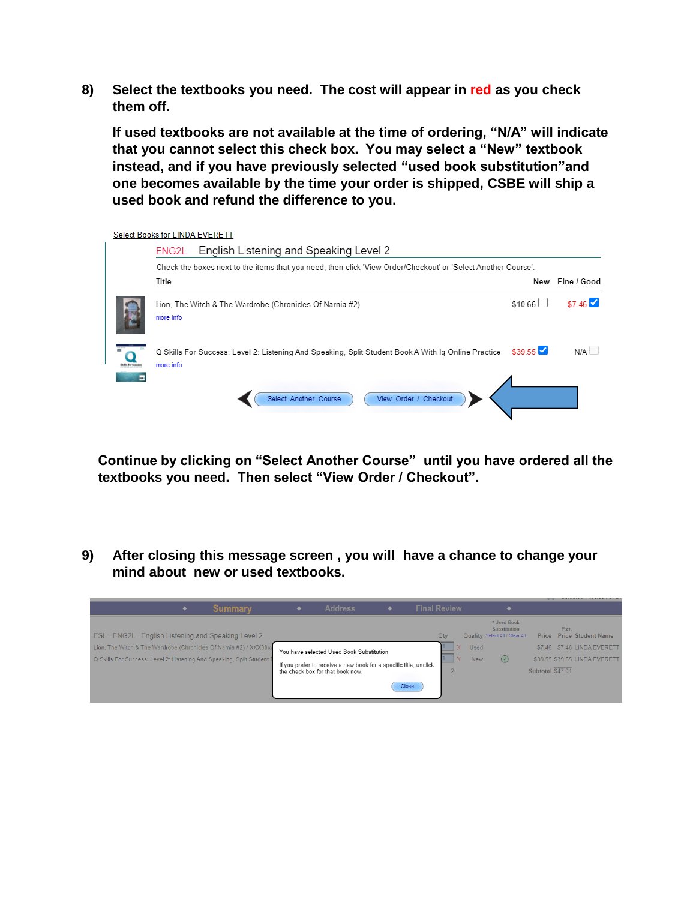8) **Select the textbooks you need. The cost will appear in red as you check them off.**

**If used textbooks are not available at the time of ordering, “N/A” will indicate that you cannot select this check box. You may select a “New” textbook instead, and if you have previously selected “used book substitution”and one becomes available by the time your order is shipped, CSBE will ship a used book and refund the difference to you.**

Select Books for LINDA EVERETT

ENG2L English Listening and Speaking Level 2

Check the boxes next to the items that you need, then click 'View Order/Checkout' or 'Select Another Course'.

| Title | New | Fine / Good |
|---|---|---|
| Lion, The Witch & The Wardrobe (Chronicles Of Narnia #2) more info | $10.66 ☐ | $7.46 ☑ |
| Q Skills For Success: Level 2: Listening And Speaking, Split Student Book A With Iq Online Practice more info | $39.55 ☑ | N/A ☐ |

Select Another Course | View Order / Checkout

**Continue by clicking on “Select Another Course” until you have ordered all the textbooks you need. Then select “View Order / Checkout”.**

9) **After closing this message screen , you will have a chance to change your mind about new or used textbooks.**

Summary | Address | Final Review

ESL - ENG2L - English Listening and Speaking Level 2

| | Qty | | Quality | * Used Book Substitution Select All / Clear All | Price | Ext. Price | Student Name |
|---|---|---|---|---|---|---|---|
| Lion, The Witch & The Wardrobe (Chronicles Of Narnia #2) / XXX00x | 1 | X | Used | | $7.46 | $7.46 | LINDA EVERETT |
| Q Skills For Success: Level 2: Listening And Speaking, Split Student | 1 | X | New | ✓ | $39.55 | $39.55 | LINDA EVERETT |
| | 2 | | | | Subtotal | $47.01 | |

You have selected Used Book Substitution

If you prefer to receive a new book for a specific title, unclick the check box for that book now.

Close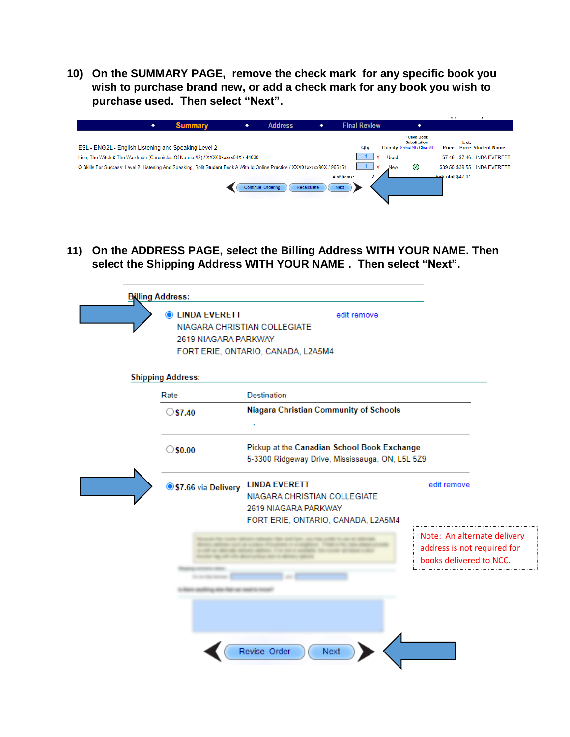10) **On the SUMMARY PAGE, remove the check mark for any specific book you wish to purchase brand new, or add a check mark for any book you wish to purchase used. Then select "Next".**

Summary · Address · Final Review

ESL - ENG2L - English Listening and Speaking Level 2

| | Qty | | Quality | * Used Book Substitution Select All / Clear All | Price | Ext. Price | Student Name |
|---|---|---|---|---|---|---|---|
| Lion, The Witch & The Wardrobe (Chronicles Of Narnia #2) / XXX00xxxxx04X / 44030 | 1 | X | Used | | $7.46 | $7.46 | LINDA EVERETT |
| Q Skills For Success: Level 2: Listening And Speaking, Split Student Book A With Iq Online Practice / XXX01xxxxx90X / 956151 | 1 | X | New | ✓ | $39.55 | $39.55 | LINDA EVERETT |
| # of items: | 2 | | | | Subtotal | $47.01 | |

Continue Ordering · Recalculate · Next

11) **On the ADDRESS PAGE, select the Billing Address WITH YOUR NAME. Then select the Shipping Address WITH YOUR NAME. Then select "Next".**

**Billing Address:**

LINDA EVERETT — edit remove
NIAGARA CHRISTIAN COLLEGIATE
2619 NIAGARA PARKWAY
FORT ERIE, ONTARIO, CANADA, L2A5M4

**Shipping Address:**

| Rate | Destination |
|---|---|
| $7.40 | **Niagara Christian Community of Schools** |
| $0.00 | Pickup at the **Canadian School Book Exchange** 5-3300 Ridgeway Drive, Mississauga, ON, L5L 5Z9 |
| $7.66 via Delivery | LINDA EVERETT NIAGARA CHRISTIAN COLLEGIATE 2619 NIAGARA PARKWAY FORT ERIE, ONTARIO, CANADA, L2A5M4 — edit remove |

Note: An alternate delivery address is not required for books delivered to NCC.

Revise Order · Next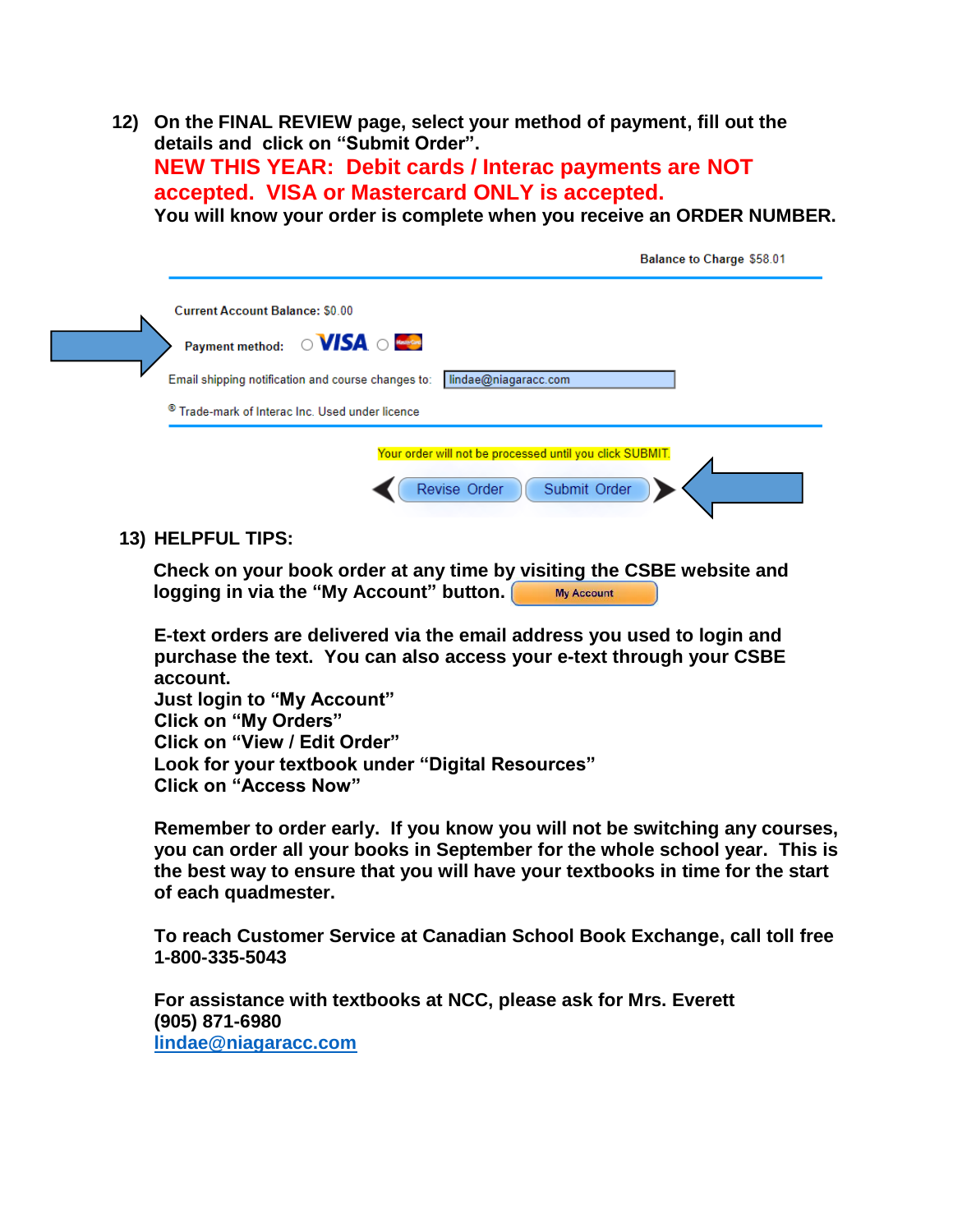12) **On the FINAL REVIEW page, select your method of payment, fill out the details and click on "Submit Order".**
**NEW THIS YEAR: Debit cards / Interac payments are NOT accepted. VISA or Mastercard ONLY is accepted.**
**You will know your order is complete when you receive an ORDER NUMBER.**

Balance to Charge $58.01

Current Account Balance: $0.00

Payment method: VISA

Email shipping notification and course changes to: lindae@niagaracc.com

® Trade-mark of Interac Inc. Used under licence

Your order will not be processed until you click SUBMIT.

Revise Order | Submit Order

13) **HELPFUL TIPS:**

**Check on your book order at any time by visiting the CSBE website and logging in via the "My Account" button.** My Account

**E-text orders are delivered via the email address you used to login and purchase the text. You can also access your e-text through your CSBE account.**
**Just login to "My Account"**
**Click on "My Orders"**
**Click on "View / Edit Order"**
**Look for your textbook under "Digital Resources"**
**Click on "Access Now"**

**Remember to order early. If you know you will not be switching any courses, you can order all your books in September for the whole school year. This is the best way to ensure that you will have your textbooks in time for the start of each quadmester.**

**To reach Customer Service at Canadian School Book Exchange, call toll free 1-800-335-5043**

**For assistance with textbooks at NCC, please ask for Mrs. Everett**
**(905) 871-6980**
**lindae@niagaracc.com**